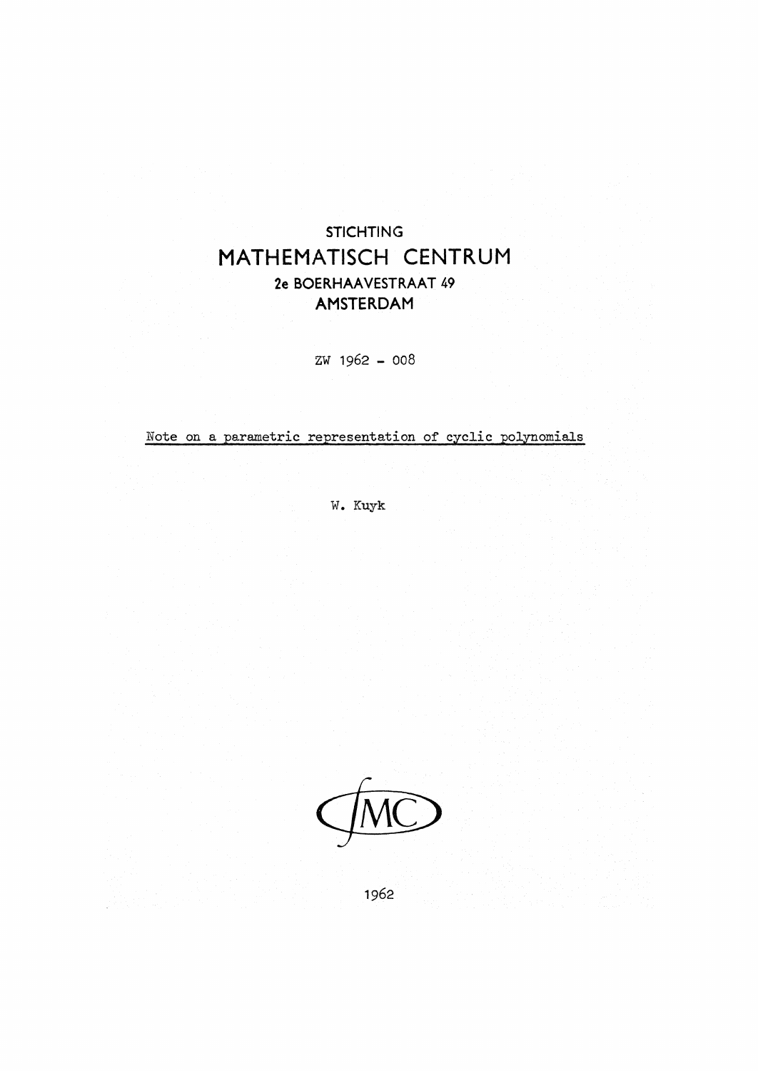STICHTING

# MATHEMATISCH CENTRUM

2e BOERHAAVESTRAAT 49

AMSTERDAM

ZW 1962 - 008

Note on a parametric representation of cyclic polynomials

W. Kuyk

1962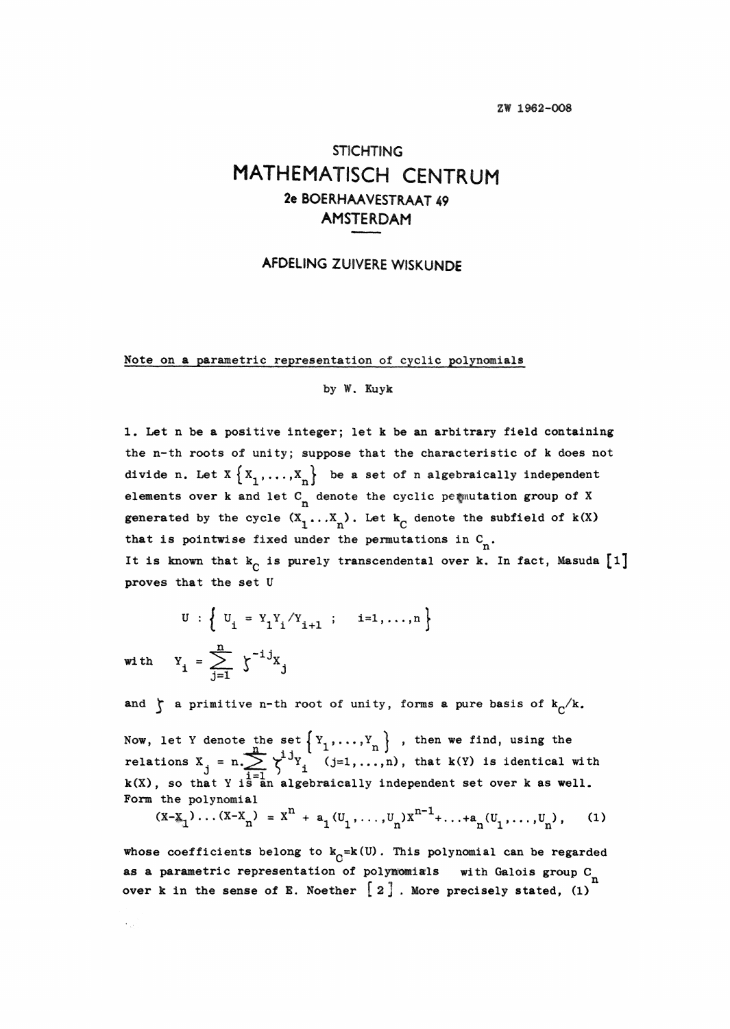ZW 1962-008

STICHTING

# MATHEMATISCH CENTRUM

2e BOERHAAVESTRAAT 49

AMSTERDAM

AFDELING ZUIVERE WISKUNDE

## Note on a parametric representation of cyclic polynomials

by W. Kuyk

1. Let n be a positive integer; let k be an arbitrary field containing the n-th roots of unity; suppose that the characteristic of k does not divide n. Let $X\{X_1,\ldots,X_n\}$ be a set of n algebraically independent elements over k and let $C_n$ denote the cyclic permutation group of X generated by the cycle $(X_1 \ldots X_n)$. Let $k_C$ denote the subfield of k(X) that is pointwise fixed under the permutations in $C_n$.
It is known that $k_C$ is purely transcendental over k. In fact, Masuda [1] proves that the set U

$$U : \left\{ U_i = Y_1 Y_i / Y_{i+1} \; ; \quad i=1,\ldots,n \right\}$$

with $\quad Y_i = \sum_{j=1}^{n} \zeta^{-ij} X_j$

and $\zeta$ a primitive n-th root of unity, forms a pure basis of $k_C/k$.

Now, let Y denote the set $\{Y_1,\ldots,Y_n\}$ , then we find, using the relations $X_j = n.\sum_{i=1}^{n} \zeta^{ij} Y_i \quad (j=1,\ldots,n)$, that k(Y) is identical with k(X), so that Y is an algebraically independent set over k as well.
Form the polynomial

$$(X-X_1)\ldots(X-X_n) = X^n + a_1(U_1,\ldots,U_n)X^{n-1}+\ldots+a_n(U_1,\ldots,U_n), \qquad (1)$$

whose coefficients belong to $k_C = k(U)$. This polynomial can be regarded as a parametric representation of polynomials with Galois group $C_n$ over k in the sense of E. Noether [2]. More precisely stated, (1)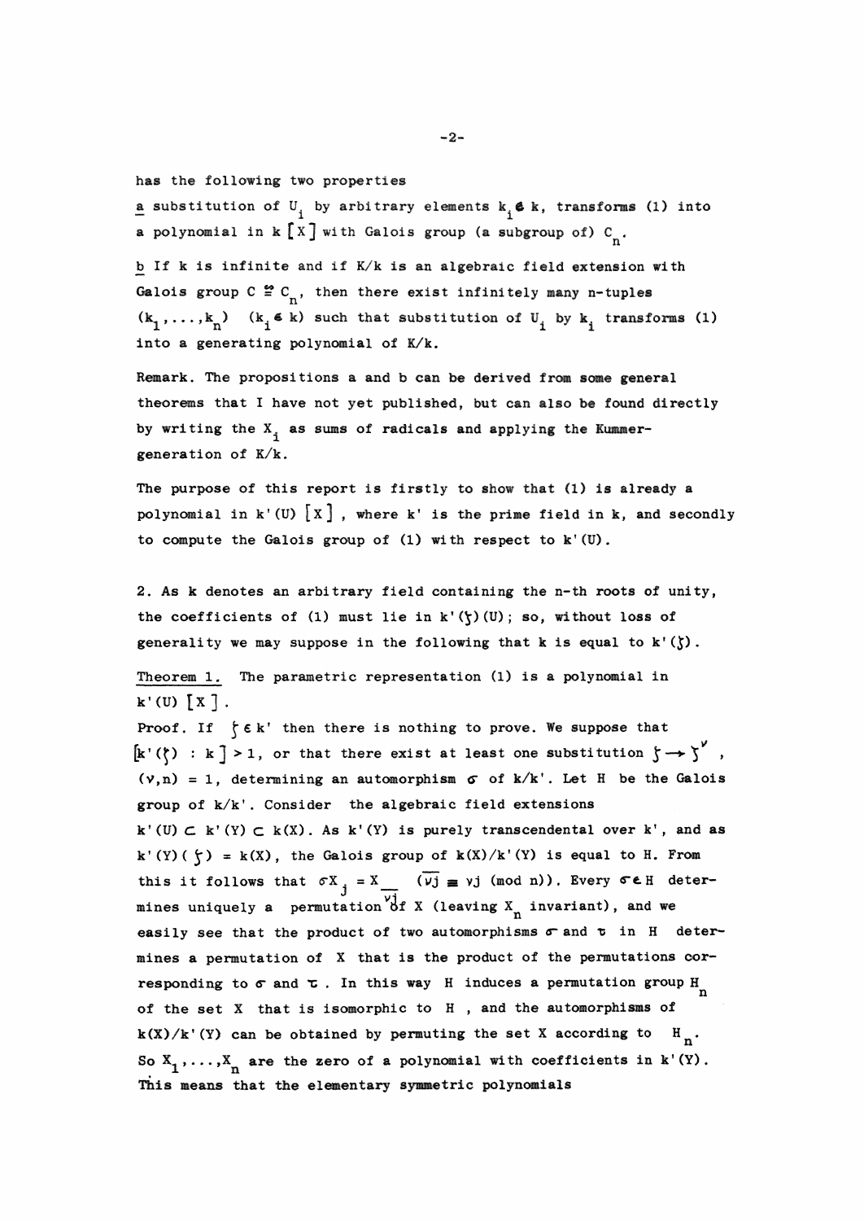has the following two properties

a substitution of $U_i$ by arbitrary elements $k_i \in k$, transforms (1) into a polynomial in $k[X]$ with Galois group (a subgroup of) $C_n$.

b If k is infinite and if K/k is an algebraic field extension with Galois group $C \cong C_n$, then there exist infinitely many n-tuples $(k_1,\ldots,k_n)$ $(k_i \in k)$ such that substitution of $U_i$ by $k_i$ transforms (1) into a generating polynomial of K/k.

Remark. The propositions a and b can be derived from some general theorems that I have not yet published, but can also be found directly by writing the $X_i$ as sums of radicals and applying the Kummer-generation of K/k.

The purpose of this report is firstly to show that (1) is already a polynomial in $k'(U)[X]$, where k' is the prime field in k, and secondly to compute the Galois group of (1) with respect to $k'(U)$.

2. As k denotes an arbitrary field containing the n-th roots of unity, the coefficients of (1) must lie in $k'(\zeta)(U)$; so, without loss of generality we may suppose in the following that k is equal to $k'(\zeta)$.

Theorem 1. The parametric representation (1) is a polynomial in $k'(U)[X]$.

Proof. If $\zeta \in k'$ then there is nothing to prove. We suppose that $[k'(\zeta) : k] > 1$, or that there exist at least one substitution $\zeta \rightarrow \zeta^{\nu}$, $(\nu,n) = 1$, determining an automorphism $\sigma$ of $k/k'$. Let H be the Galois group of $k/k'$. Consider the algebraic field extensions $k'(U) \subset k'(Y) \subset k(X)$. As $k'(Y)$ is purely transcendental over k', and as $k'(Y)(\zeta) = k(X)$, the Galois group of $k(X)/k'(Y)$ is equal to H. From this it follows that $\sigma X_j = X_{\overline{\nu j}}$ $(\overline{\nu j} \equiv \nu j \pmod n)$. Every $\sigma \in H$ determines uniquely a permutation of X (leaving $X_n$ invariant), and we easily see that the product of two automorphisms $\sigma$ and $\tau$ in H determines a permutation of X that is the product of the permutations corresponding to $\sigma$ and $\tau$. In this way H induces a permutation group $H_n$ of the set X that is isomorphic to H , and the automorphisms of $k(X)/k'(Y)$ can be obtained by permuting the set X according to $H_n$. So $X_1,\ldots,X_n$ are the zero of a polynomial with coefficients in $k'(Y)$. This means that the elementary symmetric polynomials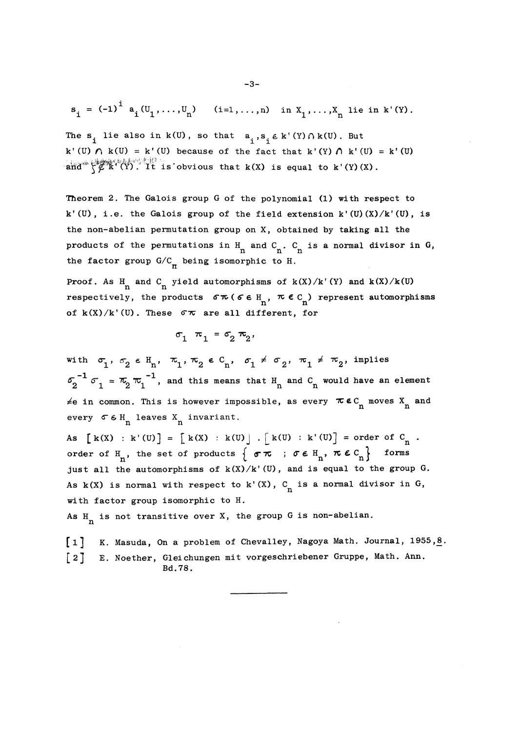$s_i = (-1)^i \, a_i(U_1,\ldots,U_n)$ $\quad (i=1,\ldots,n)$ in $X_1,\ldots,X_n$ lie in $k'(Y)$.

The $s_i$ lie also in $k(U)$, so that $a_i, s_i \in k'(Y) \cap k(U)$. But $k'(U) \cap k(U) = k'(U)$ because of the fact that $k'(Y) \cap k'(U) = k'(U)$ and $\zeta \notin k'(Y)$. It is obvious that $k(X)$ is equal to $k'(Y)(X)$.

Theorem 2. The Galois group G of the polynomial (1) with respect to $k'(U)$, i.e. the Galois group of the field extension $k'(U)(X)/k'(U)$, is the non-abelian permutation group on X, obtained by taking all the products of the permutations in $H_n$ and $C_n$. $C_n$ is a normal divisor in G, the factor group $G/C_n$ being isomorphic to H.

Proof. As $H_n$ and $C_n$ yield automorphisms of $k(X)/k'(Y)$ and $k(X)/k(U)$ respectively, the products $\sigma\pi$ ($\sigma \in H_n$, $\pi \in C_n$) represent automorphisms of $k(X)/k'(U)$. These $\sigma\pi$ are all different, for

$$\sigma_1 \pi_1 = \sigma_2 \pi_2,$$

with $\sigma_1, \sigma_2 \in H_n$, $\pi_1, \pi_2 \in C_n$, $\sigma_1 \neq \sigma_2$, $\pi_1 \neq \pi_2$, implies $\sigma_2^{-1}\sigma_1 = \pi_2 \pi_1^{-1}$, and this means that $H_n$ and $C_n$ would have an element $\neq e$ in common. This is however impossible, as every $\pi \in C_n$ moves $X_n$ and every $\sigma \in H_n$ leaves $X_n$ invariant.

As $[k(X) : k'(U)] = [k(X) : k(U)] \cdot [k(U) : k'(U)] =$ order of $C_n$ . order of $H_n$, the set of products $\{\sigma\pi \;;\; \sigma \in H_n, \pi \in C_n\}$ forms just all the automorphisms of $k(X)/k'(U)$, and is equal to the group G. As $k(X)$ is normal with respect to $k'(X)$, $C_n$ is a normal divisor in G, with factor group isomorphic to H.

As $H_n$ is not transitive over X, the group G is non-abelian.

[1] K. Masuda, On a problem of Chevalley, Nagoya Math. Journal, 1955, 8.

[2] E. Noether, Gleichungen mit vorgeschriebener Gruppe, Math. Ann. Bd.78.